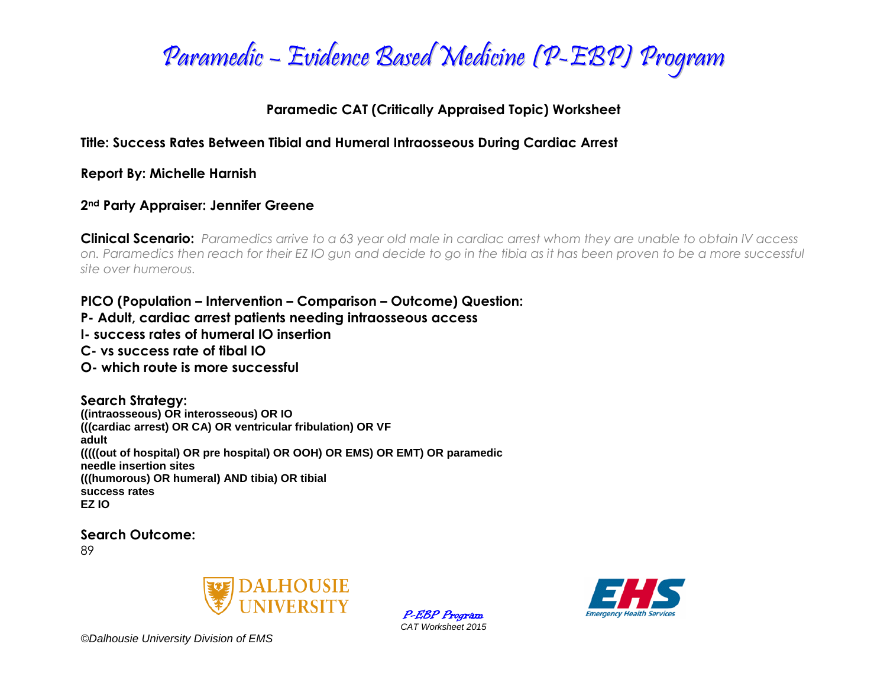# Paramedic – Evidence Based Medicine (P-EBP) Program

## Paramedic CAT (Critically Appraised Topic) Worksheet

**Title: Success Rates Between Tibial and Humeral Intraosseous During Cardiac Arrest**

**Report By: Michelle Harnish**

**2nd Party Appraiser: Jennifer Greene**

**Clinical Scenario:** *Paramedics arrive to a 63 year old male in cardiac arrest whom they are unable to obtain IV access on. Paramedics then reach for their EZ IO gun and decide to go in the tibia as it has been proven to be a more successful site over humerous.*

**PICO (Population – Intervention – Comparison – Outcome) Question:**
**P- Adult, cardiac arrest patients needing intraosseous access**
**I- success rates of humeral IO insertion**
**C- vs success rate of tibal IO**
**O- which route is more successful**

**Search Strategy:**
**((intraosseous) OR interosseous) OR IO**
**(((cardiac arrest) OR CA) OR ventricular fribulation) OR VF**
**adult**
**(((((out of hospital) OR pre hospital) OR OOH) OR EMS) OR EMT) OR paramedic**
**needle insertion sites**
**(((humorous) OR humeral) AND tibia) OR tibial**
**success rates**
**EZ IO**

**Search Outcome:**
89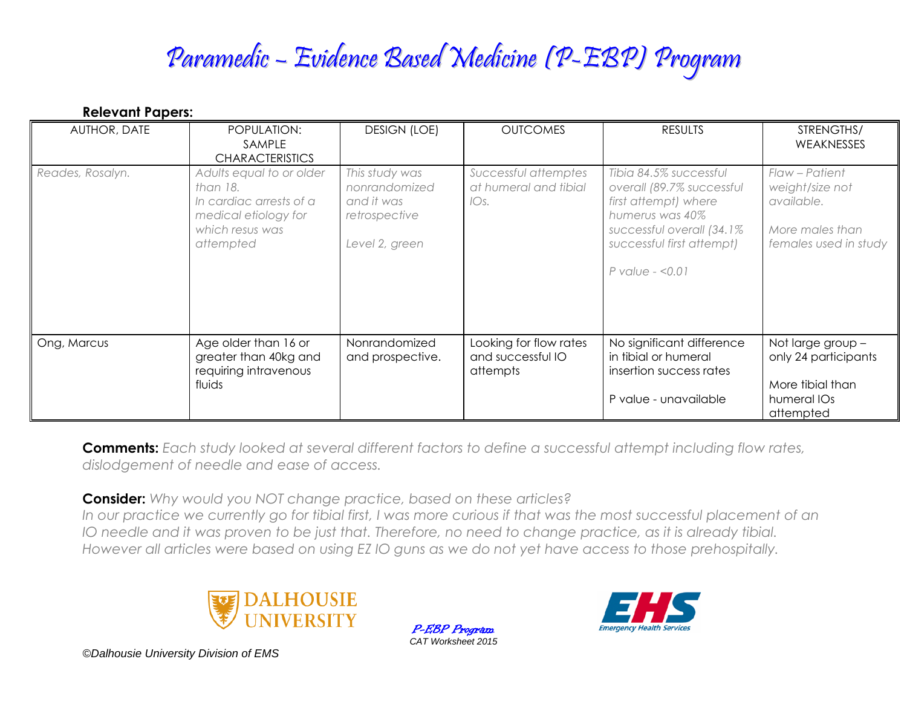# Paramedic – Evidence Based Medicine (P-EBP) Program

**Relevant Papers:**

| AUTHOR, DATE | POPULATION: SAMPLE CHARACTERISTICS | DESIGN (LOE) | OUTCOMES | RESULTS | STRENGTHS/ WEAKNESSES |
|---|---|---|---|---|---|
| *Reades, Rosalyn.* | *Adults equal to or older than 18.*<br>*In cardiac arrests of a medical etiology for which resus was attempted* | *This study was nonrandomized and it was retrospective*<br><br>*Level 2, green* | *Successful attemptes at humeral and tibial IOs.* | *Tibia 84.5% successful overall (89.7% successful first attempt) where humerus was 40% successful overall (34.1% successful first attempt)*<br><br>*P value - <0.01* | *Flaw – Patient weight/size not available.*<br><br>*More males than females used in study* |
| Ong, Marcus | Age older than 16 or greater than 40kg and requiring intravenous fluids | Nonrandomized and prospective. | Looking for flow rates and successful IO attempts | No significant difference in tibial or humeral insertion success rates<br><br>P value - unavailable | Not large group – only 24 participants<br><br>More tibial than humeral IOs attempted |

**Comments:** *Each study looked at several different factors to define a successful attempt including flow rates, dislodgement of needle and ease of access.*

**Consider:** *Why would you NOT change practice, based on these articles?*
*In our practice we currently go for tibial first, I was more curious if that was the most successful placement of an IO needle and it was proven to be just that. Therefore, no need to change practice, as it is already tibial. However all articles were based on using EZ IO guns as we do not yet have access to those prehospitally.*

DALHOUSIE UNIVERSITY

*P-EBP Program*
*CAT Worksheet 2015*

EHS Emergency Health Services

*©Dalhousie University Division of EMS*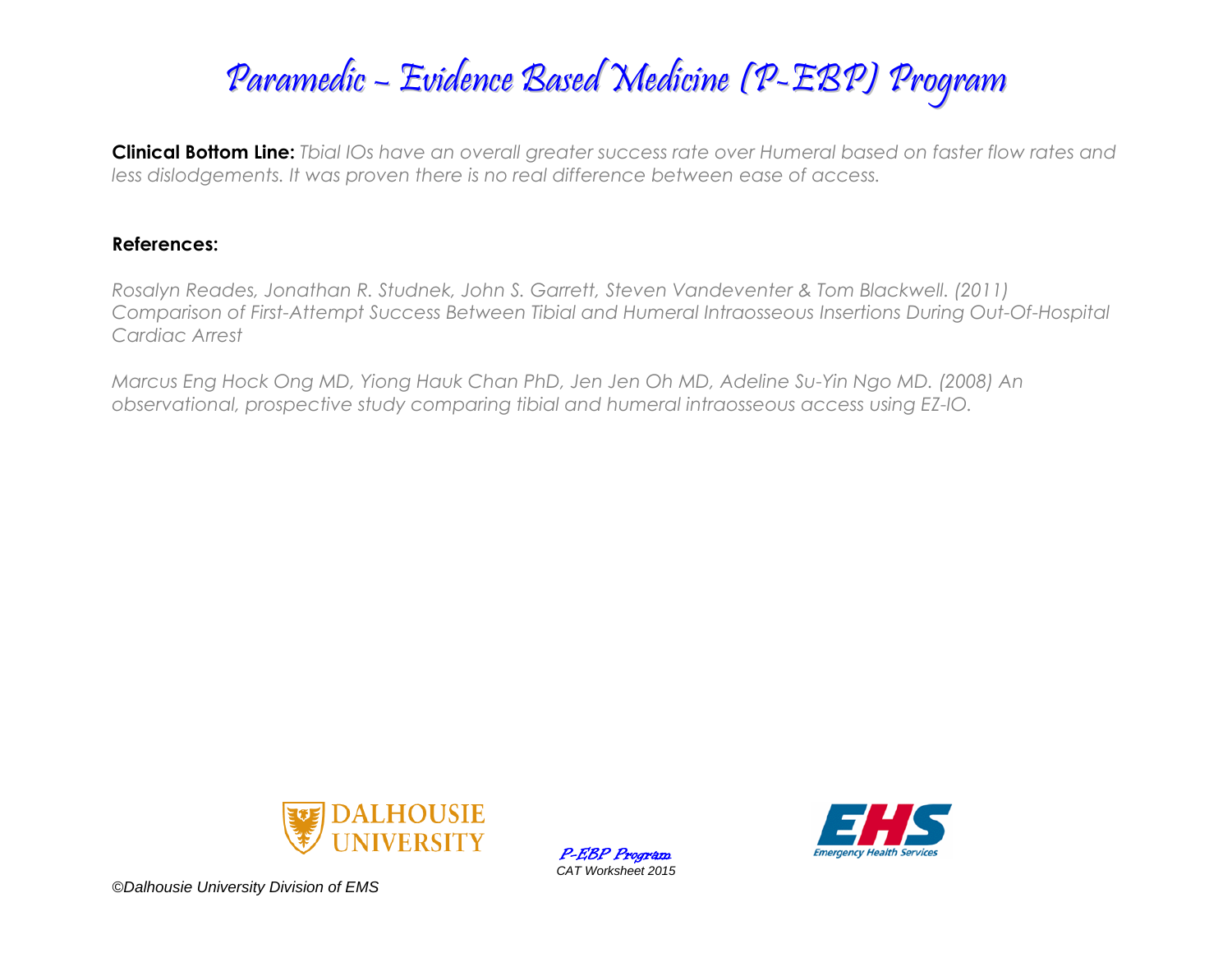**Clinical Bottom Line:** *Tbial IOs have an overall greater success rate over Humeral based on faster flow rates and less dislodgements. It was proven there is no real difference between ease of access.*

**References:**

*Rosalyn Reades, Jonathan R. Studnek, John S. Garrett, Steven Vandeventer & Tom Blackwell. (2011) Comparison of First-Attempt Success Between Tibial and Humeral Intraosseous Insertions During Out-Of-Hospital Cardiac Arrest*

*Marcus Eng Hock Ong MD, Yiong Hauk Chan PhD, Jen Jen Oh MD, Adeline Su-Yin Ngo MD. (2008) An observational, prospective study comparing tibial and humeral intraosseous access using EZ-IO.*